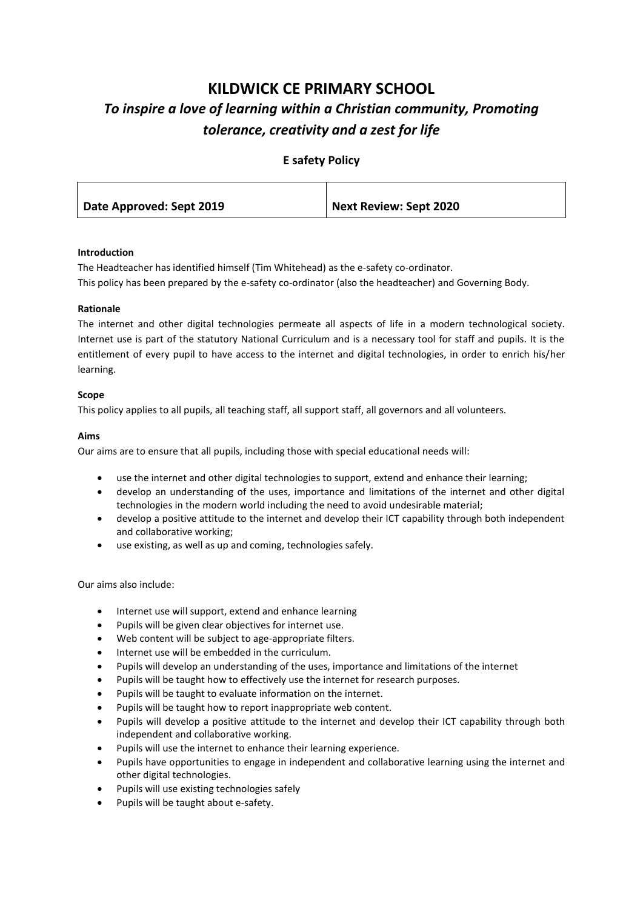# KILDWICK CE PRIMARY SCHOOL

## *To inspire a love of learning within a Christian community, Promoting tolerance, creativity and a zest for life*

### E safety Policy

| Date Approved: Sept 2019 | Next Review: Sept 2020 |
|---|---|

**Introduction**

The Headteacher has identified himself (Tim Whitehead) as the e-safety co-ordinator.
This policy has been prepared by the e-safety co-ordinator (also the headteacher) and Governing Body.

**Rationale**

The internet and other digital technologies permeate all aspects of life in a modern technological society. Internet use is part of the statutory National Curriculum and is a necessary tool for staff and pupils. It is the entitlement of every pupil to have access to the internet and digital technologies, in order to enrich his/her learning.

**Scope**

This policy applies to all pupils, all teaching staff, all support staff, all governors and all volunteers.

**Aims**

Our aims are to ensure that all pupils, including those with special educational needs will:

- use the internet and other digital technologies to support, extend and enhance their learning;
- develop an understanding of the uses, importance and limitations of the internet and other digital technologies in the modern world including the need to avoid undesirable material;
- develop a positive attitude to the internet and develop their ICT capability through both independent and collaborative working;
- use existing, as well as up and coming, technologies safely.

Our aims also include:

- Internet use will support, extend and enhance learning
- Pupils will be given clear objectives for internet use.
- Web content will be subject to age-appropriate filters.
- Internet use will be embedded in the curriculum.
- Pupils will develop an understanding of the uses, importance and limitations of the internet
- Pupils will be taught how to effectively use the internet for research purposes.
- Pupils will be taught to evaluate information on the internet.
- Pupils will be taught how to report inappropriate web content.
- Pupils will develop a positive attitude to the internet and develop their ICT capability through both independent and collaborative working.
- Pupils will use the internet to enhance their learning experience.
- Pupils have opportunities to engage in independent and collaborative learning using the internet and other digital technologies.
- Pupils will use existing technologies safely
- Pupils will be taught about e-safety.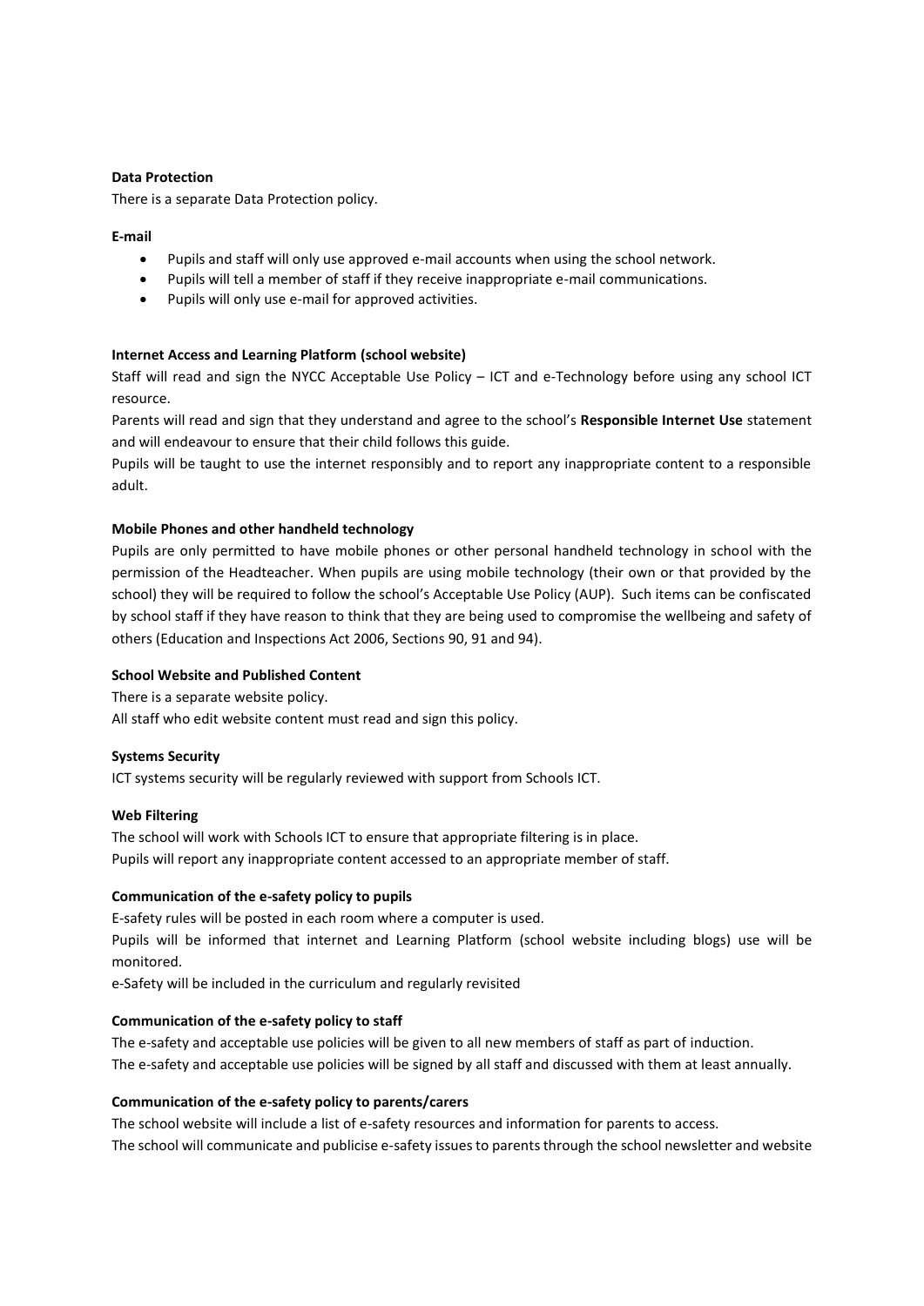**Data Protection**

There is a separate Data Protection policy.

**E-mail**

- Pupils and staff will only use approved e-mail accounts when using the school network.
- Pupils will tell a member of staff if they receive inappropriate e-mail communications.
- Pupils will only use e-mail for approved activities.

**Internet Access and Learning Platform (school website)**

Staff will read and sign the NYCC Acceptable Use Policy – ICT and e-Technology before using any school ICT resource.

Parents will read and sign that they understand and agree to the school's **Responsible Internet Use** statement and will endeavour to ensure that their child follows this guide.

Pupils will be taught to use the internet responsibly and to report any inappropriate content to a responsible adult.

**Mobile Phones and other handheld technology**

Pupils are only permitted to have mobile phones or other personal handheld technology in school with the permission of the Headteacher. When pupils are using mobile technology (their own or that provided by the school) they will be required to follow the school's Acceptable Use Policy (AUP). Such items can be confiscated by school staff if they have reason to think that they are being used to compromise the wellbeing and safety of others (Education and Inspections Act 2006, Sections 90, 91 and 94).

**School Website and Published Content**

There is a separate website policy.

All staff who edit website content must read and sign this policy.

**Systems Security**

ICT systems security will be regularly reviewed with support from Schools ICT.

**Web Filtering**

The school will work with Schools ICT to ensure that appropriate filtering is in place.

Pupils will report any inappropriate content accessed to an appropriate member of staff.

**Communication of the e-safety policy to pupils**

E-safety rules will be posted in each room where a computer is used.

Pupils will be informed that internet and Learning Platform (school website including blogs) use will be monitored.

e-Safety will be included in the curriculum and regularly revisited

**Communication of the e-safety policy to staff**

The e-safety and acceptable use policies will be given to all new members of staff as part of induction.

The e-safety and acceptable use policies will be signed by all staff and discussed with them at least annually.

**Communication of the e-safety policy to parents/carers**

The school website will include a list of e-safety resources and information for parents to access.

The school will communicate and publicise e-safety issues to parents through the school newsletter and website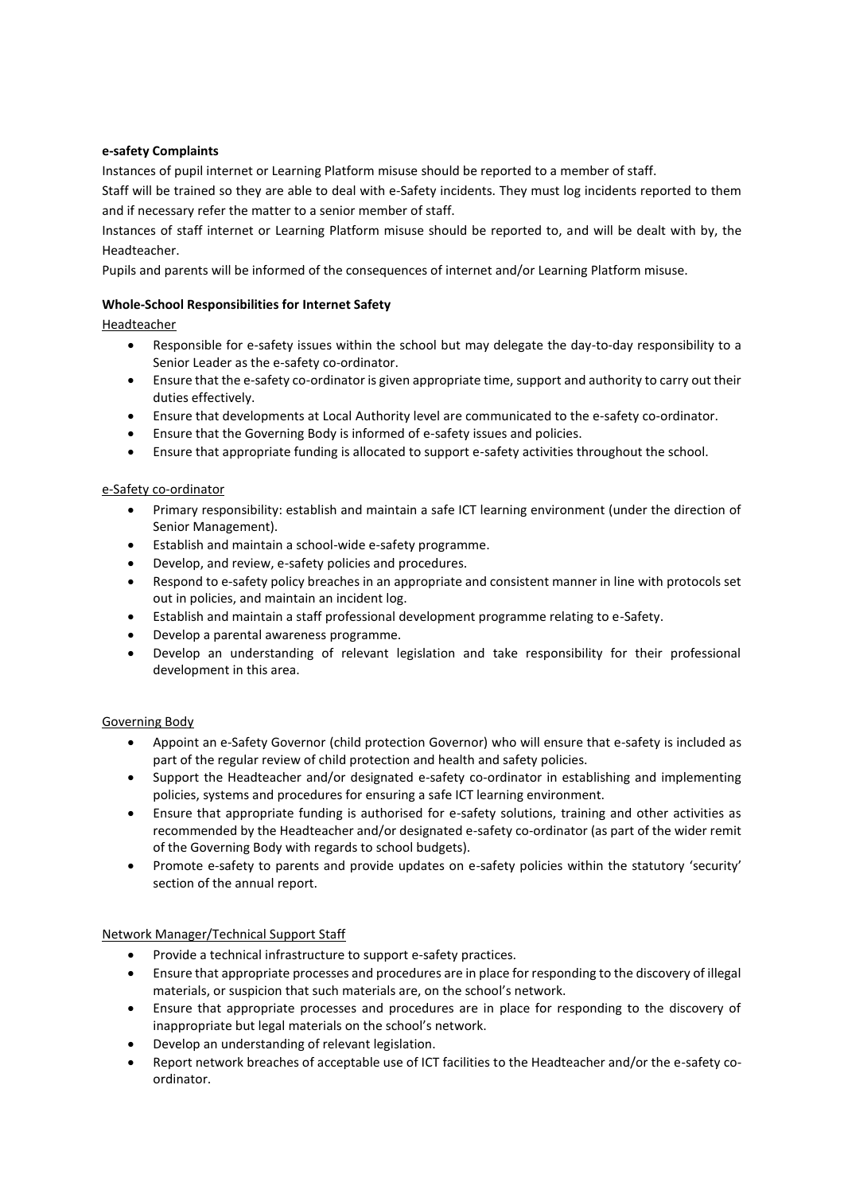**e-safety Complaints**

Instances of pupil internet or Learning Platform misuse should be reported to a member of staff.

Staff will be trained so they are able to deal with e-Safety incidents. They must log incidents reported to them and if necessary refer the matter to a senior member of staff.

Instances of staff internet or Learning Platform misuse should be reported to, and will be dealt with by, the Headteacher.

Pupils and parents will be informed of the consequences of internet and/or Learning Platform misuse.

**Whole-School Responsibilities for Internet Safety**

Headteacher

- Responsible for e-safety issues within the school but may delegate the day-to-day responsibility to a Senior Leader as the e-safety co-ordinator.
- Ensure that the e-safety co-ordinator is given appropriate time, support and authority to carry out their duties effectively.
- Ensure that developments at Local Authority level are communicated to the e-safety co-ordinator.
- Ensure that the Governing Body is informed of e-safety issues and policies.
- Ensure that appropriate funding is allocated to support e-safety activities throughout the school.

e-Safety co-ordinator

- Primary responsibility: establish and maintain a safe ICT learning environment (under the direction of Senior Management).
- Establish and maintain a school-wide e-safety programme.
- Develop, and review, e-safety policies and procedures.
- Respond to e-safety policy breaches in an appropriate and consistent manner in line with protocols set out in policies, and maintain an incident log.
- Establish and maintain a staff professional development programme relating to e-Safety.
- Develop a parental awareness programme.
- Develop an understanding of relevant legislation and take responsibility for their professional development in this area.

Governing Body

- Appoint an e-Safety Governor (child protection Governor) who will ensure that e-safety is included as part of the regular review of child protection and health and safety policies.
- Support the Headteacher and/or designated e-safety co-ordinator in establishing and implementing policies, systems and procedures for ensuring a safe ICT learning environment.
- Ensure that appropriate funding is authorised for e-safety solutions, training and other activities as recommended by the Headteacher and/or designated e-safety co-ordinator (as part of the wider remit of the Governing Body with regards to school budgets).
- Promote e-safety to parents and provide updates on e-safety policies within the statutory 'security' section of the annual report.

Network Manager/Technical Support Staff

- Provide a technical infrastructure to support e-safety practices.
- Ensure that appropriate processes and procedures are in place for responding to the discovery of illegal materials, or suspicion that such materials are, on the school's network.
- Ensure that appropriate processes and procedures are in place for responding to the discovery of inappropriate but legal materials on the school's network.
- Develop an understanding of relevant legislation.
- Report network breaches of acceptable use of ICT facilities to the Headteacher and/or the e-safety co-ordinator.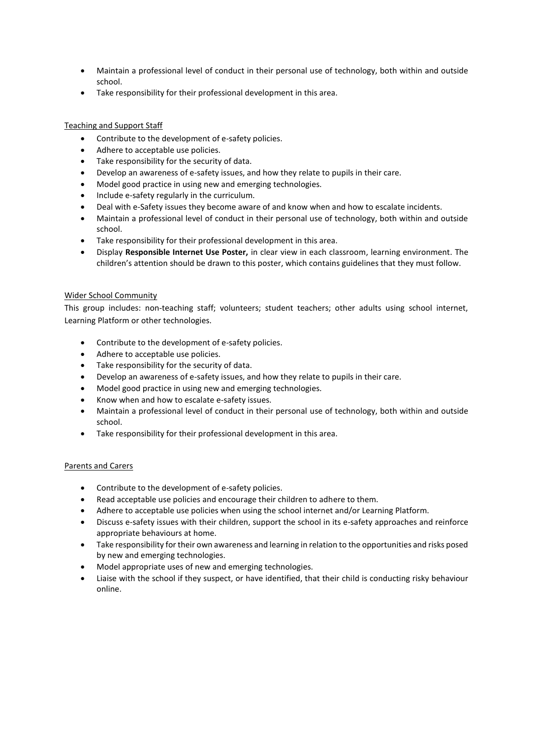- Maintain a professional level of conduct in their personal use of technology, both within and outside school.
- Take responsibility for their professional development in this area.

Teaching and Support Staff

- Contribute to the development of e-safety policies.
- Adhere to acceptable use policies.
- Take responsibility for the security of data.
- Develop an awareness of e-safety issues, and how they relate to pupils in their care.
- Model good practice in using new and emerging technologies.
- Include e-safety regularly in the curriculum.
- Deal with e-Safety issues they become aware of and know when and how to escalate incidents.
- Maintain a professional level of conduct in their personal use of technology, both within and outside school.
- Take responsibility for their professional development in this area.
- Display **Responsible Internet Use Poster,** in clear view in each classroom, learning environment. The children's attention should be drawn to this poster, which contains guidelines that they must follow.

Wider School Community

This group includes: non-teaching staff; volunteers; student teachers; other adults using school internet, Learning Platform or other technologies.

- Contribute to the development of e-safety policies.
- Adhere to acceptable use policies.
- Take responsibility for the security of data.
- Develop an awareness of e-safety issues, and how they relate to pupils in their care.
- Model good practice in using new and emerging technologies.
- Know when and how to escalate e-safety issues.
- Maintain a professional level of conduct in their personal use of technology, both within and outside school.
- Take responsibility for their professional development in this area.

Parents and Carers

- Contribute to the development of e-safety policies.
- Read acceptable use policies and encourage their children to adhere to them.
- Adhere to acceptable use policies when using the school internet and/or Learning Platform.
- Discuss e-safety issues with their children, support the school in its e-safety approaches and reinforce appropriate behaviours at home.
- Take responsibility for their own awareness and learning in relation to the opportunities and risks posed by new and emerging technologies.
- Model appropriate uses of new and emerging technologies.
- Liaise with the school if they suspect, or have identified, that their child is conducting risky behaviour online.